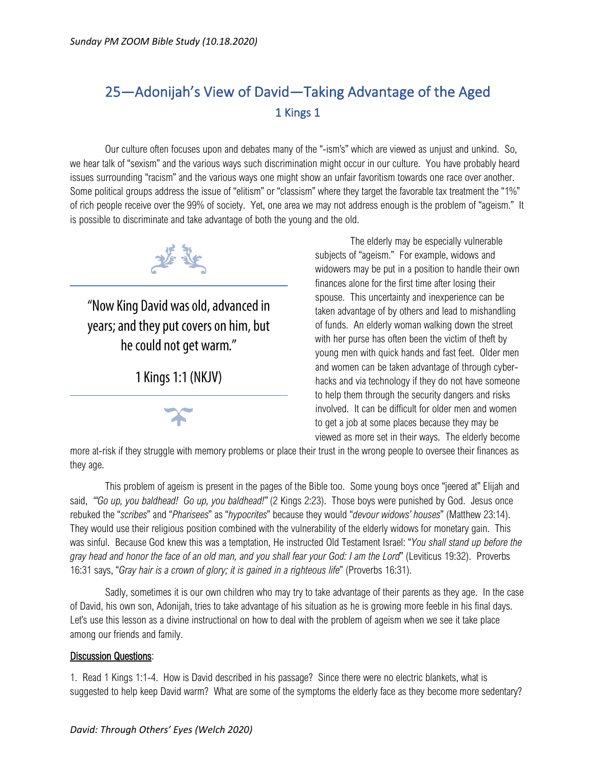# 25—Adonijah's View of David—Taking Advantage of the Aged

## 1 Kings 1

Our culture often focuses upon and debates many of the "-ism's" which are viewed as unjust and unkind. So, we hear talk of "sexism" and the various ways such discrimination might occur in our culture. You have probably heard issues surrounding "racism" and the various ways one might show an unfair favoritism towards one race over another. Some political groups address the issue of "elitism" or "classism" where they target the favorable tax treatment the "1%" of rich people receive over the 99% of society. Yet, one area we may not address enough is the problem of "ageism." It is possible to discriminate and take advantage of both the young and the old.

> "Now King David was old, advanced in years; and they put covers on him, but he could not get warm."
>
> 1 Kings 1:1 (NKJV)

The elderly may be especially vulnerable subjects of "ageism." For example, widows and widowers may be put in a position to handle their own finances alone for the first time after losing their spouse. This uncertainty and inexperience can be taken advantage of by others and lead to mishandling of funds. An elderly woman walking down the street with her purse has often been the victim of theft by young men with quick hands and fast feet. Older men and women can be taken advantage of through cyber-hacks and via technology if they do not have someone to help them through the security dangers and risks involved. It can be difficult for older men and women to get a job at some places because they may be viewed as more set in their ways. The elderly become more at-risk if they struggle with memory problems or place their trust in the wrong people to oversee their finances as they age.

This problem of ageism is present in the pages of the Bible too. Some young boys once "jeered at" Elijah and said, *"'Go up, you baldhead! Go up, you baldhead!"* (2 Kings 2:23). Those boys were punished by God. Jesus once rebuked the "*scribes*" and "*Pharisees*" as "*hypocrites*" because they would "*devour widows' houses*" (Matthew 23:14). They would use their religious position combined with the vulnerability of the elderly widows for monetary gain. This was sinful. Because God knew this was a temptation, He instructed Old Testament Israel: "*You shall stand up before the gray head and honor the face of an old man, and you shall fear your God: I am the Lord*" (Leviticus 19:32). Proverbs 16:31 says, "*Gray hair is a crown of glory; it is gained in a righteous life*" (Proverbs 16:31).

Sadly, sometimes it is our own children who may try to take advantage of their parents as they age. In the case of David, his own son, Adonijah, tries to take advantage of his situation as he is growing more feeble in his final days. Let's use this lesson as a divine instructional on how to deal with the problem of ageism when we see it take place among our friends and family.

**Discussion Questions**:

1. Read 1 Kings 1:1-4. How is David described in his passage? Since there were no electric blankets, what is suggested to help keep David warm? What are some of the symptoms the elderly face as they become more sedentary?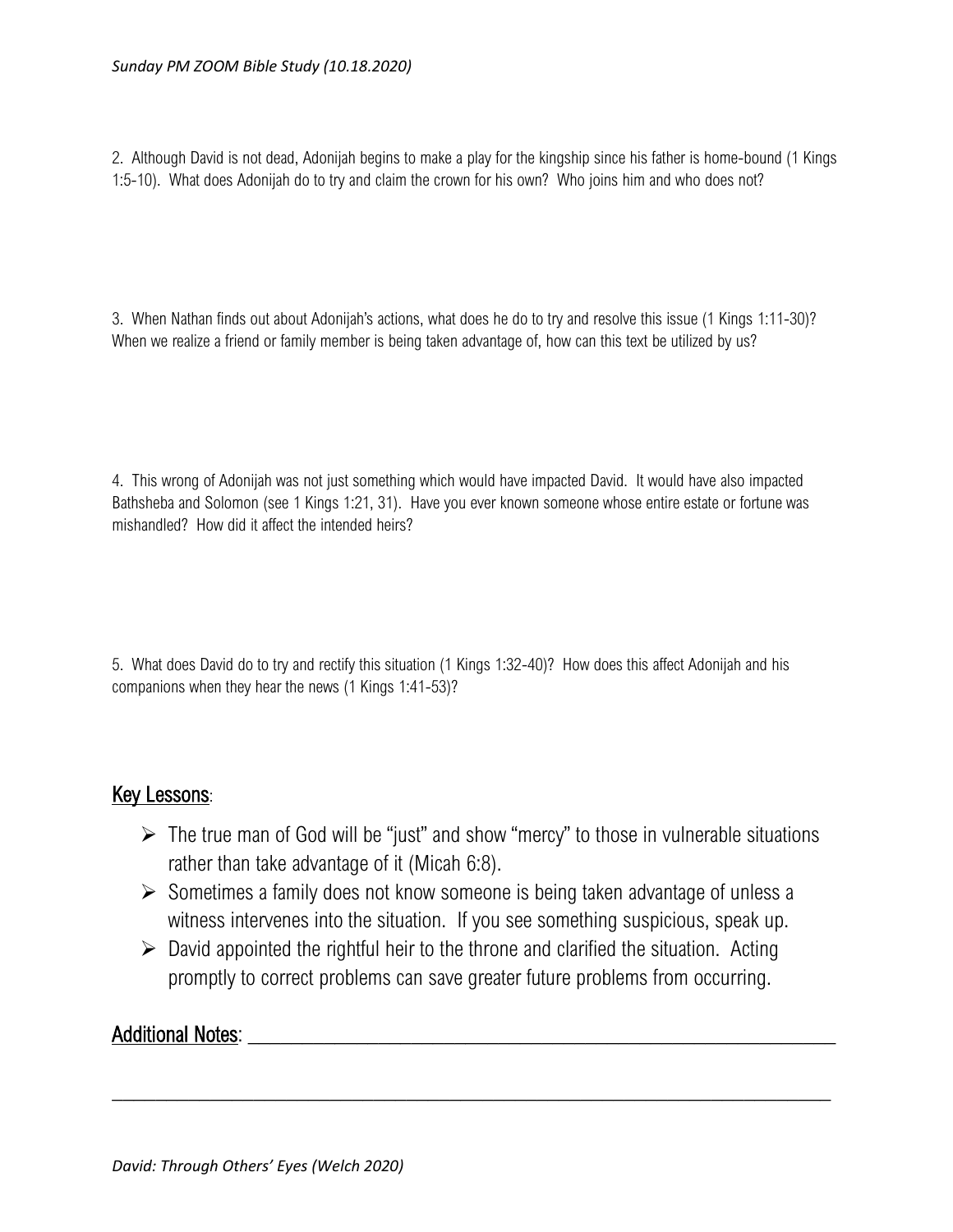2. Although David is not dead, Adonijah begins to make a play for the kingship since his father is home-bound (1 Kings 1:5-10). What does Adonijah do to try and claim the crown for his own? Who joins him and who does not?

3. When Nathan finds out about Adonijah's actions, what does he do to try and resolve this issue (1 Kings 1:11-30)? When we realize a friend or family member is being taken advantage of, how can this text be utilized by us?

4. This wrong of Adonijah was not just something which would have impacted David. It would have also impacted Bathsheba and Solomon (see 1 Kings 1:21, 31). Have you ever known someone whose entire estate or fortune was mishandled? How did it affect the intended heirs?

5. What does David do to try and rectify this situation (1 Kings 1:32-40)? How does this affect Adonijah and his companions when they hear the news (1 Kings 1:41-53)?

## Key Lessons:

- The true man of God will be "just" and show "mercy" to those in vulnerable situations rather than take advantage of it (Micah 6:8).
- Sometimes a family does not know someone is being taken advantage of unless a witness intervenes into the situation. If you see something suspicious, speak up.
- David appointed the rightful heir to the throne and clarified the situation. Acting promptly to correct problems can save greater future problems from occurring.

**Additional Notes**: ____________________________________________

____________________________________________